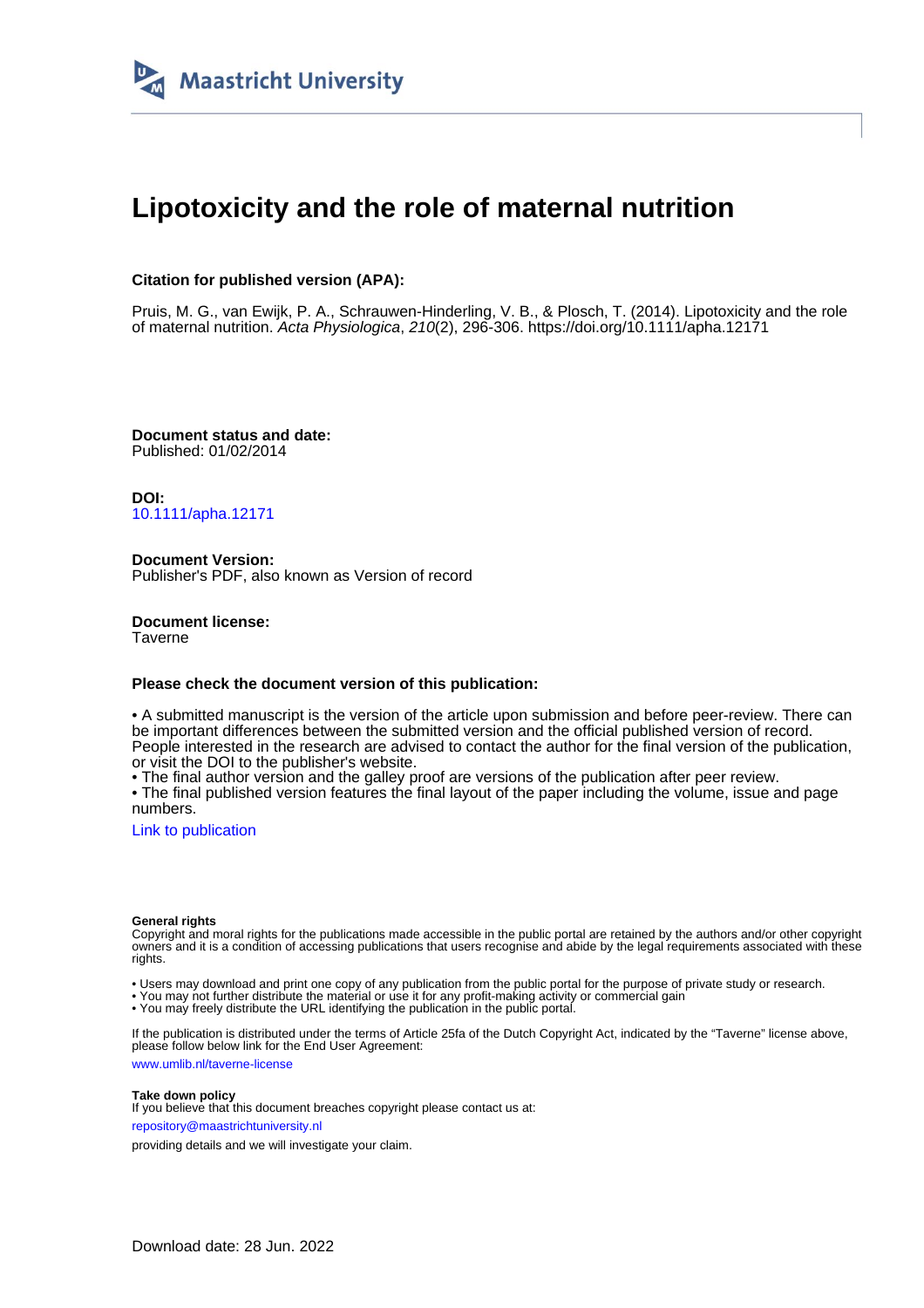Maastricht University

# Lipotoxicity and the role of maternal nutrition

**Citation for published version (APA):**

Pruis, M. G., van Ewijk, P. A., Schrauwen-Hinderling, V. B., & Plosch, T. (2014). Lipotoxicity and the role of maternal nutrition. *Acta Physiologica*, *210*(2), 296-306. https://doi.org/10.1111/apha.12171

**Document status and date:**
Published: 01/02/2014

**DOI:**
10.1111/apha.12171

**Document Version:**
Publisher's PDF, also known as Version of record

**Document license:**
Taverne

**Please check the document version of this publication:**

• A submitted manuscript is the version of the article upon submission and before peer-review. There can be important differences between the submitted version and the official published version of record. People interested in the research are advised to contact the author for the final version of the publication, or visit the DOI to the publisher's website.
• The final author version and the galley proof are versions of the publication after peer review.
• The final published version features the final layout of the paper including the volume, issue and page numbers.

Link to publication

**General rights**
Copyright and moral rights for the publications made accessible in the public portal are retained by the authors and/or other copyright owners and it is a condition of accessing publications that users recognise and abide by the legal requirements associated with these rights.

• Users may download and print one copy of any publication from the public portal for the purpose of private study or research.
• You may not further distribute the material or use it for any profit-making activity or commercial gain
• You may freely distribute the URL identifying the publication in the public portal.

If the publication is distributed under the terms of Article 25fa of the Dutch Copyright Act, indicated by the "Taverne" license above, please follow below link for the End User Agreement:

www.umlib.nl/taverne-license

**Take down policy**
If you believe that this document breaches copyright please contact us at:

repository@maastrichtuniversity.nl

providing details and we will investigate your claim.

Download date: 28 Jun. 2022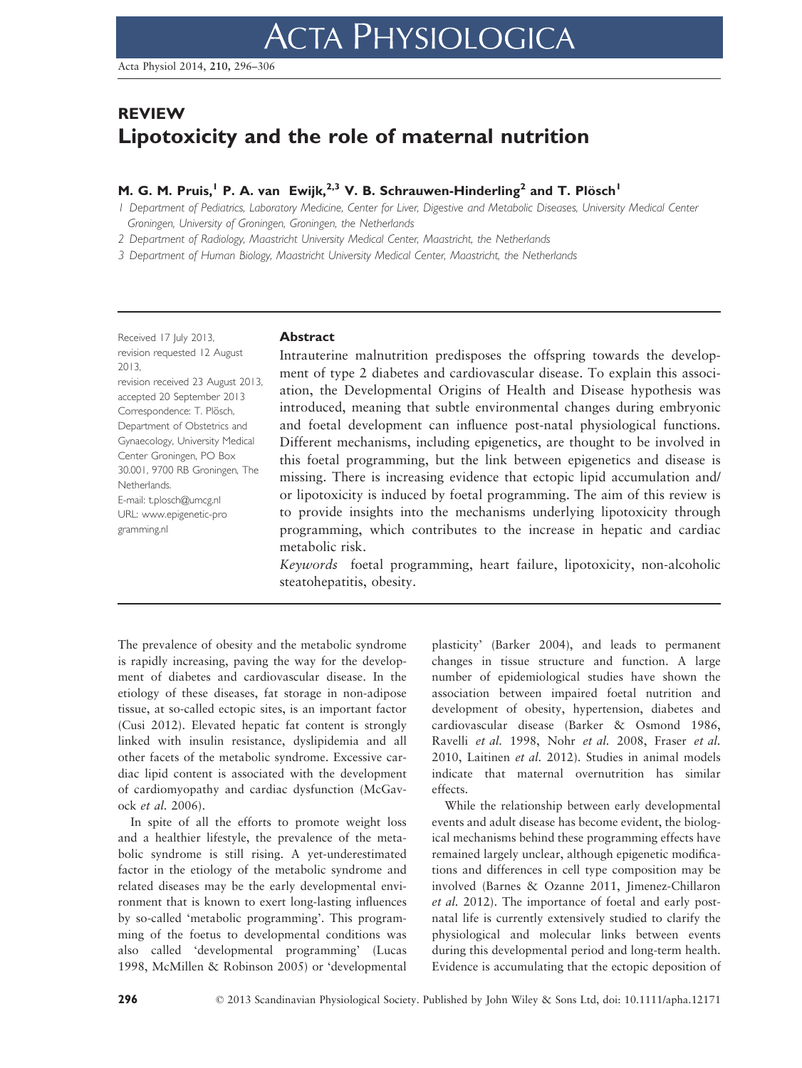# REVIEW

# Lipotoxicity and the role of maternal nutrition

**M. G. M. Pruis,[1] P. A. van Ewijk,[2,3] V. B. Schrauwen-Hinderling[2] and T. Plösch[1]**

1 Department of Pediatrics, Laboratory Medicine, Center for Liver, Digestive and Metabolic Diseases, University Medical Center Groningen, University of Groningen, Groningen, the Netherlands

2 Department of Radiology, Maastricht University Medical Center, Maastricht, the Netherlands

3 Department of Human Biology, Maastricht University Medical Center, Maastricht, the Netherlands

Received 17 July 2013, revision requested 12 August 2013, revision received 23 August 2013, accepted 20 September 2013

Correspondence: T. Plösch, Department of Obstetrics and Gynaecology, University Medical Center Groningen, PO Box 30.001, 9700 RB Groningen, The Netherlands.
E-mail: t.plosch@umcg.nl
URL: www.epigenetic-programming.nl

## Abstract

Intrauterine malnutrition predisposes the offspring towards the development of type 2 diabetes and cardiovascular disease. To explain this association, the Developmental Origins of Health and Disease hypothesis was introduced, meaning that subtle environmental changes during embryonic and foetal development can influence post-natal physiological functions. Different mechanisms, including epigenetics, are thought to be involved in this foetal programming, but the link between epigenetics and disease is missing. There is increasing evidence that ectopic lipid accumulation and/or lipotoxicity is induced by foetal programming. The aim of this review is to provide insights into the mechanisms underlying lipotoxicity through programming, which contributes to the increase in hepatic and cardiac metabolic risk.

*Keywords* foetal programming, heart failure, lipotoxicity, non-alcoholic steatohepatitis, obesity.

The prevalence of obesity and the metabolic syndrome is rapidly increasing, paving the way for the development of diabetes and cardiovascular disease. In the etiology of these diseases, fat storage in non-adipose tissue, at so-called ectopic sites, is an important factor (Cusi 2012). Elevated hepatic fat content is strongly linked with insulin resistance, dyslipidemia and all other facets of the metabolic syndrome. Excessive cardiac lipid content is associated with the development of cardiomyopathy and cardiac dysfunction (McGavock *et al.* 2006).

In spite of all the efforts to promote weight loss and a healthier lifestyle, the prevalence of the metabolic syndrome is still rising. A yet-underestimated factor in the etiology of the metabolic syndrome and related diseases may be the early developmental environment that is known to exert long-lasting influences by so-called 'metabolic programming'. This programming of the foetus to developmental conditions was also called 'developmental programming' (Lucas 1998, McMillen & Robinson 2005) or 'developmental plasticity' (Barker 2004), and leads to permanent changes in tissue structure and function. A large number of epidemiological studies have shown the association between impaired foetal nutrition and development of obesity, hypertension, diabetes and cardiovascular disease (Barker & Osmond 1986, Ravelli *et al.* 1998, Nohr *et al.* 2008, Fraser *et al.* 2010, Laitinen *et al.* 2012). Studies in animal models indicate that maternal overnutrition has similar effects.

While the relationship between early developmental events and adult disease has become evident, the biological mechanisms behind these programming effects have remained largely unclear, although epigenetic modifications and differences in cell type composition may be involved (Barnes & Ozanne 2011, Jimenez-Chillaron *et al.* 2012). The importance of foetal and early post-natal life is currently extensively studied to clarify the physiological and molecular links between events during this developmental period and long-term health. Evidence is accumulating that the ectopic deposition of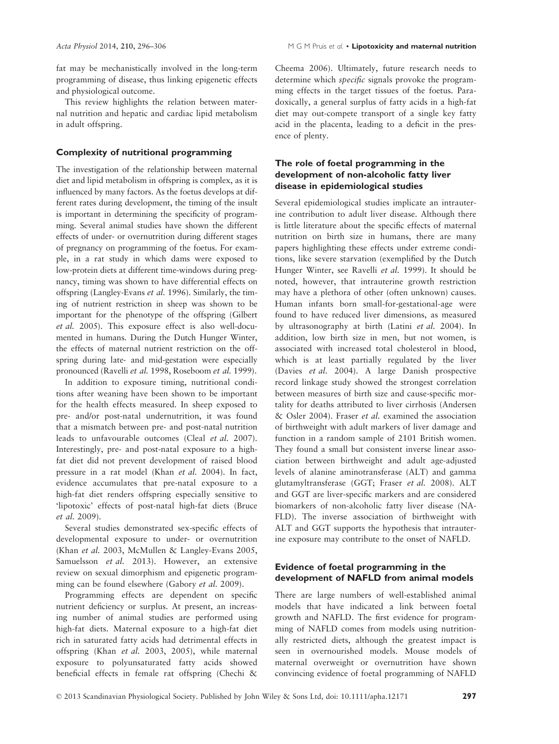fat may be mechanistically involved in the long-term programming of disease, thus linking epigenetic effects and physiological outcome.

This review highlights the relation between maternal nutrition and hepatic and cardiac lipid metabolism in adult offspring.

## Complexity of nutritional programming

The investigation of the relationship between maternal diet and lipid metabolism in offspring is complex, as it is influenced by many factors. As the foetus develops at different rates during development, the timing of the insult is important in determining the specificity of programming. Several animal studies have shown the different effects of under- or overnutrition during different stages of pregnancy on programming of the foetus. For example, in a rat study in which dams were exposed to low-protein diets at different time-windows during pregnancy, timing was shown to have differential effects on offspring (Langley-Evans *et al.* 1996). Similarly, the timing of nutrient restriction in sheep was shown to be important for the phenotype of the offspring (Gilbert *et al.* 2005). This exposure effect is also well-documented in humans. During the Dutch Hunger Winter, the effects of maternal nutrient restriction on the offspring during late- and mid-gestation were especially pronounced (Ravelli *et al.* 1998, Roseboom *et al.* 1999).

In addition to exposure timing, nutritional conditions after weaning have been shown to be important for the health effects measured. In sheep exposed to pre- and/or post-natal undernutrition, it was found that a mismatch between pre- and post-natal nutrition leads to unfavourable outcomes (Cleal *et al.* 2007). Interestingly, pre- and post-natal exposure to a high-fat diet did not prevent development of raised blood pressure in a rat model (Khan *et al.* 2004). In fact, evidence accumulates that pre-natal exposure to a high-fat diet renders offspring especially sensitive to 'lipotoxic' effects of post-natal high-fat diets (Bruce *et al.* 2009).

Several studies demonstrated sex-specific effects of developmental exposure to under- or overnutrition (Khan *et al.* 2003, McMullen & Langley-Evans 2005, Samuelsson *et al.* 2013). However, an extensive review on sexual dimorphism and epigenetic programming can be found elsewhere (Gabory *et al.* 2009).

Programming effects are dependent on specific nutrient deficiency or surplus. At present, an increasing number of animal studies are performed using high-fat diets. Maternal exposure to a high-fat diet rich in saturated fatty acids had detrimental effects in offspring (Khan *et al.* 2003, 2005), while maternal exposure to polyunsaturated fatty acids showed beneficial effects in female rat offspring (Chechi & Cheema 2006). Ultimately, future research needs to determine which *specific* signals provoke the programming effects in the target tissues of the foetus. Paradoxically, a general surplus of fatty acids in a high-fat diet may out-compete transport of a single key fatty acid in the placenta, leading to a deficit in the presence of plenty.

## The role of foetal programming in the development of non-alcoholic fatty liver disease in epidemiological studies

Several epidemiological studies implicate an intrauterine contribution to adult liver disease. Although there is little literature about the specific effects of maternal nutrition on birth size in humans, there are many papers highlighting these effects under extreme conditions, like severe starvation (exemplified by the Dutch Hunger Winter, see Ravelli *et al.* 1999). It should be noted, however, that intrauterine growth restriction may have a plethora of other (often unknown) causes. Human infants born small-for-gestational-age were found to have reduced liver dimensions, as measured by ultrasonography at birth (Latini *et al.* 2004). In addition, low birth size in men, but not women, is associated with increased total cholesterol in blood, which is at least partially regulated by the liver (Davies *et al.* 2004). A large Danish prospective record linkage study showed the strongest correlation between measures of birth size and cause-specific mortality for deaths attributed to liver cirrhosis (Andersen & Osler 2004). Fraser *et al.* examined the association of birthweight with adult markers of liver damage and function in a random sample of 2101 British women. They found a small but consistent inverse linear association between birthweight and adult age-adjusted levels of alanine aminotransferase (ALT) and gamma glutamyltransferase (GGT; Fraser *et al.* 2008). ALT and GGT are liver-specific markers and are considered biomarkers of non-alcoholic fatty liver disease (NAFLD). The inverse association of birthweight with ALT and GGT supports the hypothesis that intrauterine exposure may contribute to the onset of NAFLD.

## Evidence of foetal programming in the development of NAFLD from animal models

There are large numbers of well-established animal models that have indicated a link between foetal growth and NAFLD. The first evidence for programming of NAFLD comes from models using nutritionally restricted diets, although the greatest impact is seen in overnourished models. Mouse models of maternal overweight or overnutrition have shown convincing evidence of foetal programming of NAFLD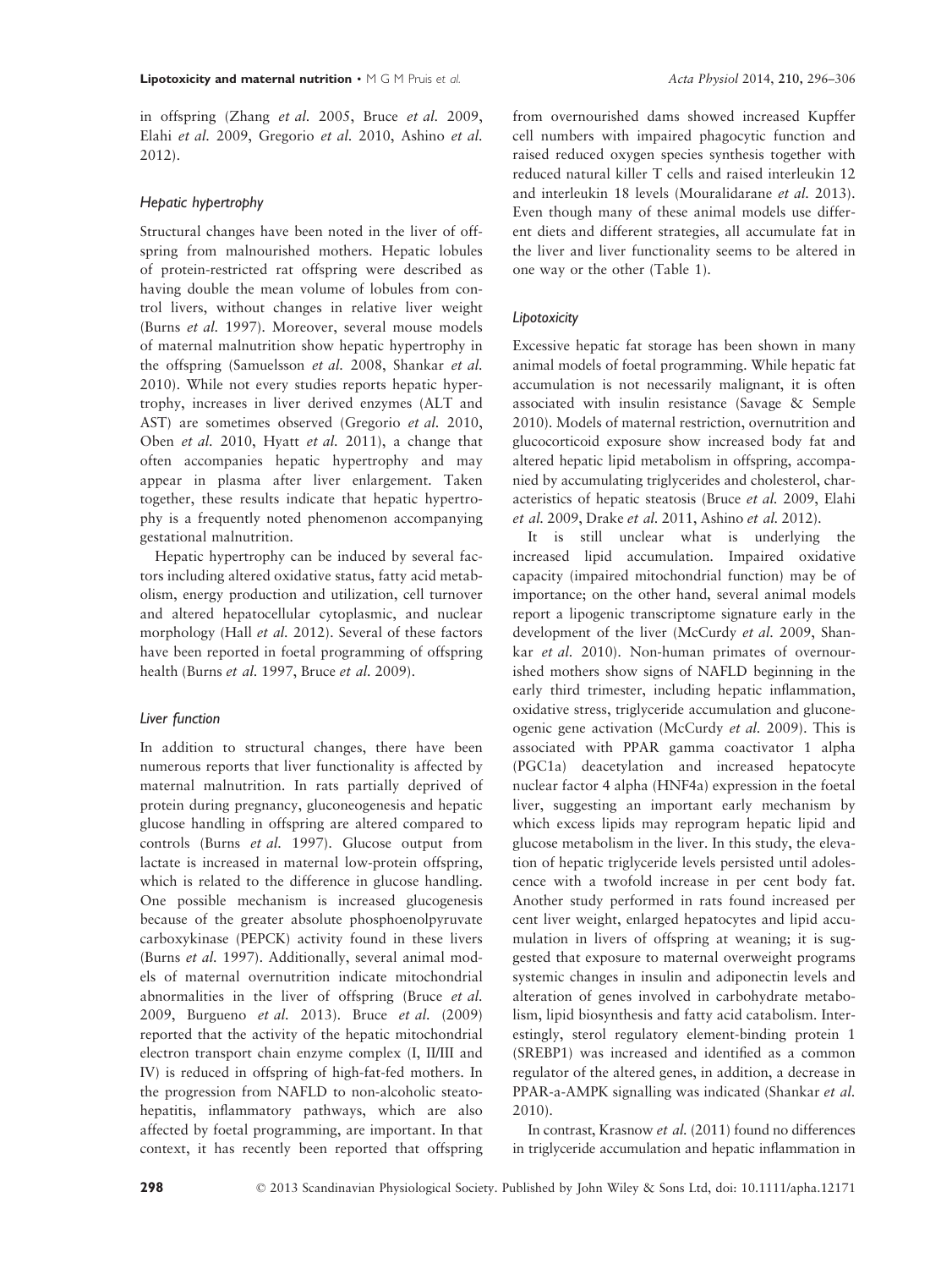in offspring (Zhang *et al.* 2005, Bruce *et al.* 2009, Elahi *et al.* 2009, Gregorio *et al.* 2010, Ashino *et al.* 2012).

### *Hepatic hypertrophy*

Structural changes have been noted in the liver of offspring from malnourished mothers. Hepatic lobules of protein-restricted rat offspring were described as having double the mean volume of lobules from control livers, without changes in relative liver weight (Burns *et al.* 1997). Moreover, several mouse models of maternal malnutrition show hepatic hypertrophy in the offspring (Samuelsson *et al.* 2008, Shankar *et al.* 2010). While not every studies reports hepatic hypertrophy, increases in liver derived enzymes (ALT and AST) are sometimes observed (Gregorio *et al.* 2010, Oben *et al.* 2010, Hyatt *et al.* 2011), a change that often accompanies hepatic hypertrophy and may appear in plasma after liver enlargement. Taken together, these results indicate that hepatic hypertrophy is a frequently noted phenomenon accompanying gestational malnutrition.

Hepatic hypertrophy can be induced by several factors including altered oxidative status, fatty acid metabolism, energy production and utilization, cell turnover and altered hepatocellular cytoplasmic, and nuclear morphology (Hall *et al.* 2012). Several of these factors have been reported in foetal programming of offspring health (Burns *et al.* 1997, Bruce *et al.* 2009).

### *Liver function*

In addition to structural changes, there have been numerous reports that liver functionality is affected by maternal malnutrition. In rats partially deprived of protein during pregnancy, gluconeogenesis and hepatic glucose handling in offspring are altered compared to controls (Burns *et al.* 1997). Glucose output from lactate is increased in maternal low-protein offspring, which is related to the difference in glucose handling. One possible mechanism is increased glucogenesis because of the greater absolute phosphoenolpyruvate carboxykinase (PEPCK) activity found in these livers (Burns *et al.* 1997). Additionally, several animal models of maternal overnutrition indicate mitochondrial abnormalities in the liver of offspring (Bruce *et al.* 2009, Burgueno *et al.* 2013). Bruce *et al.* (2009) reported that the activity of the hepatic mitochondrial electron transport chain enzyme complex (I, II/III and IV) is reduced in offspring of high-fat-fed mothers. In the progression from NAFLD to non-alcoholic steatohepatitis, inflammatory pathways, which are also affected by foetal programming, are important. In that context, it has recently been reported that offspring from overnourished dams showed increased Kupffer cell numbers with impaired phagocytic function and raised reduced oxygen species synthesis together with reduced natural killer T cells and raised interleukin 12 and interleukin 18 levels (Mouralidarane *et al.* 2013). Even though many of these animal models use different diets and different strategies, all accumulate fat in the liver and liver functionality seems to be altered in one way or the other (Table 1).

### *Lipotoxicity*

Excessive hepatic fat storage has been shown in many animal models of foetal programming. While hepatic fat accumulation is not necessarily malignant, it is often associated with insulin resistance (Savage & Semple 2010). Models of maternal restriction, overnutrition and glucocorticoid exposure show increased body fat and altered hepatic lipid metabolism in offspring, accompanied by accumulating triglycerides and cholesterol, characteristics of hepatic steatosis (Bruce *et al.* 2009, Elahi *et al.* 2009, Drake *et al.* 2011, Ashino *et al.* 2012).

It is still unclear what is underlying the increased lipid accumulation. Impaired oxidative capacity (impaired mitochondrial function) may be of importance; on the other hand, several animal models report a lipogenic transcriptome signature early in the development of the liver (McCurdy *et al.* 2009, Shankar *et al.* 2010). Non-human primates of overnourished mothers show signs of NAFLD beginning in the early third trimester, including hepatic inflammation, oxidative stress, triglyceride accumulation and gluconeogenic gene activation (McCurdy *et al.* 2009). This is associated with PPAR gamma coactivator 1 alpha (PGC1a) deacetylation and increased hepatocyte nuclear factor 4 alpha (HNF4a) expression in the foetal liver, suggesting an important early mechanism by which excess lipids may reprogram hepatic lipid and glucose metabolism in the liver. In this study, the elevation of hepatic triglyceride levels persisted until adolescence with a twofold increase in per cent body fat. Another study performed in rats found increased per cent liver weight, enlarged hepatocytes and lipid accumulation in livers of offspring at weaning; it is suggested that exposure to maternal overweight programs systemic changes in insulin and adiponectin levels and alteration of genes involved in carbohydrate metabolism, lipid biosynthesis and fatty acid catabolism. Interestingly, sterol regulatory element-binding protein 1 (SREBP1) was increased and identified as a common regulator of the altered genes, in addition, a decrease in PPAR-a-AMPK signalling was indicated (Shankar *et al.* 2010).

In contrast, Krasnow *et al.* (2011) found no differences in triglyceride accumulation and hepatic inflammation in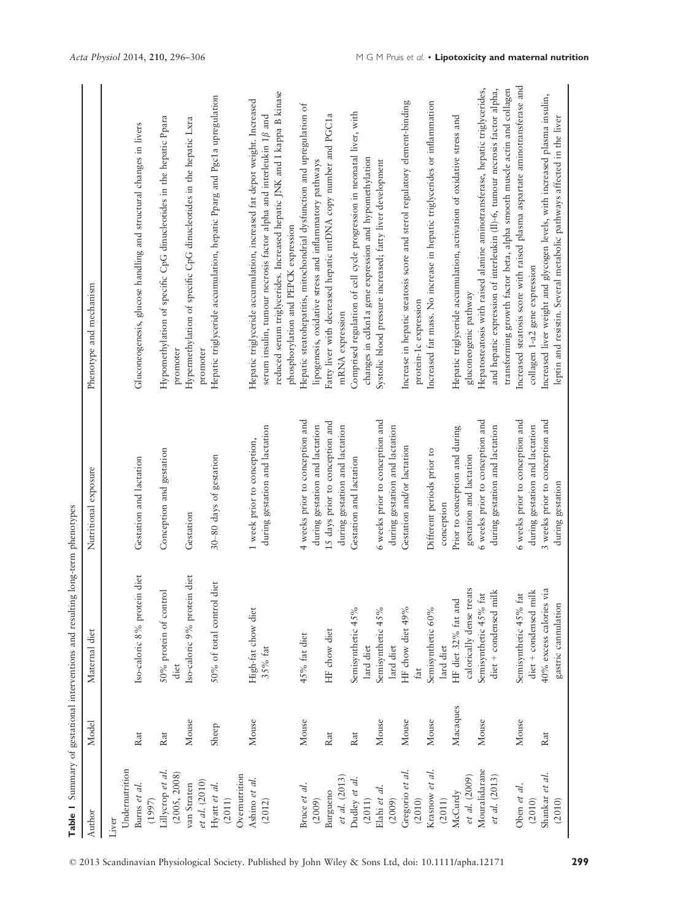**Table 1** Summary of gestational interventions and resulting long-term phenotypes

| Author | Model | Maternal diet | Nutritional exposure | Phenotype and mechanism |
|---|---|---|---|---|
| Liver | | | | |
| Undernutrition | | | | |
| Burns *et al.* (1997) | Rat | Iso-caloric 8% protein diet | Gestation and lactation | Gluconeogenesis, glucose handling and structural changes in livers |
| Lillycrop *et al.* (2005, 2008) | Rat | 50% protein of control diet | Conception and gestation | Hypomethylation of specific CpG dinucleotides in the hepatic Ppara promoter |
| van Straten *et al.* (2010) | Mouse | Iso-caloric 9% protein diet | Gestation | Hypermethylation of specific CpG dinucleotides in the hepatic Lxra promoter |
| Hyatt *et al.* (2011) | Sheep | 50% of total control diet | 30–80 days of gestation | Hepatic triglyceride accumulation, hepatic Pparg and Pgc1a upregulation |
| Overnutrition | | | | |
| Ashino *et al.* (2012) | Mouse | High-fat chow diet 35% fat | 1 week prior to conception, during gestation and lactation | Hepatic triglyceride accumulation, increased fat depot weight. Increased serum insulin, tumour necrosis factor alpha and interleukin 1$\beta$ and reduced serum triglycerides. Increased hepatic JNK and I kappa B kinase phosphorylation and PEPCK expression |
| Bruce *et al.* (2009) | Mouse | 45% fat diet | 4 weeks prior to conception and during gestation and lactation | Hepatic steatohepatitis, mitochondrial dysfunction and upregulation of lipogenesis, oxidative stress and inflammatory pathways |
| Burgueno *et al.* (2013) | Rat | HF chow diet | 15 days prior to conception and during gestation and lactation | Fatty liver with decreased hepatic mtDNA copy number and PGC1a mRNA expression |
| Dudley *et al.* (2011) | Rat | Semisynthetic 45% lard diet | Gestation and lactation | Comprised regulation of cell cycle progression in neonatal liver, with changes in cdkn1a gene expression and hypomethylation |
| Elahi *et al.* (2009) | Mouse | Semisynthetic 45% lard diet | 6 weeks prior to conception and during gestation and lactation | Systolic blood pressure increased; fatty liver development |
| Gregorio *et al.* (2010) | Mouse | HF chow diet 49% fat | Gestation and/or lactation | Increase in hepatic steatosis score and sterol regulatory element-binding protein-1c expression |
| Krasnow *et al.* (2011) | Mouse | Semisynthetic 60% lard diet | Different periods prior to conception | Increased fat mass. No increase in hepatic triglycerides or inflammation |
| McCurdy *et al.* (2009) | Macaques | HF diet 32% fat and calorically dense treats | Prior to conception and during gestation and lactation | Hepatic triglyceride accumulation, activation of oxidative stress and gluconeogenic pathway |
| Mouralidarane *et al.* (2013) | Mouse | Semisynthetic 45% fat diet + condensed milk | 6 weeks prior to conception and during gestation and lactation | Hepatosteatosis with raised alanine aminotransferase, hepatic triglycerides, and hepatic expression of interleukin (Il)-6, tumour necrosis factor alpha, transforming growth factor beta, alpha smooth muscle actin and collagen |
| Oben *et al.* (2010) | Mouse | Semisynthetic 45% fat diet + condensed milk | 6 weeks prior to conception and during gestation and lactation | Increased steatosis score with raised plasma aspartate aminotransferase and collagen 1-a2 gene expression |
| Shankar *et al.* (2010) | Rat | 40% excess calories via gastric cannulation | 3 weeks prior to conception and during gestation | Increased liver weight and glycogen levels, with increased plasma insulin, leptin and resistin. Several metabolic pathways affected in the liver |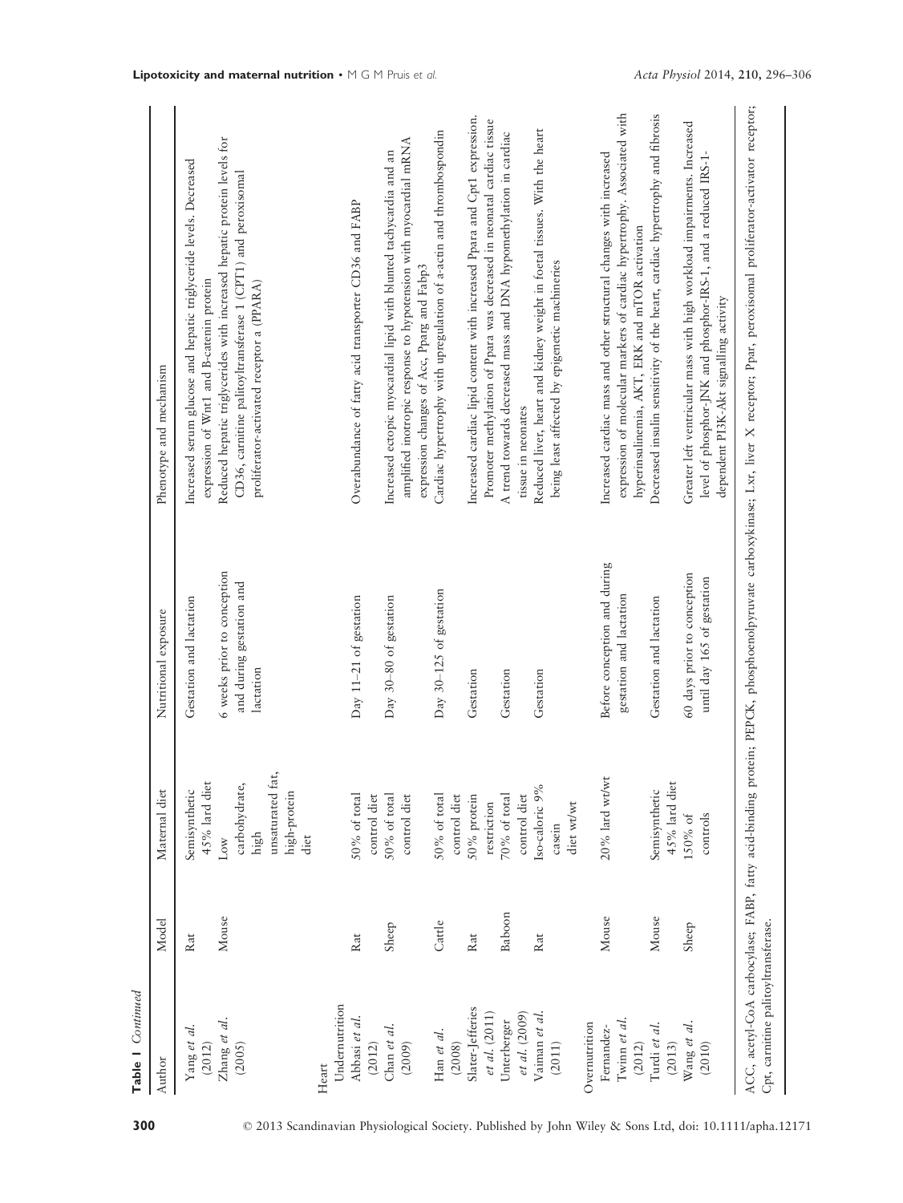**Table 1** *Continued*

| Author | Model | Maternal diet | Nutritional exposure | Phenotype and mechanism |
|---|---|---|---|---|
| Yang *et al.* (2012) | Rat | Semisynthetic 45% lard diet | Gestation and lactation | Increased serum glucose and hepatic triglyceride levels. Decreased expression of Wnt1 and B-catenin protein |
| Zhang *et al.* (2005) | Mouse | Low carbohydrate, high unsaturated fat, high-protein diet | 6 weeks prior to conception and during gestation and lactation | Reduced hepatic triglycerides with increased hepatic protein levels for CD36, carnitine palitoyltransferase 1 (CPT1) and peroxisomal proliferator-activated receptor a (PPARA) |
| Heart | | | | |
| Undernutrition | | | | |
| Abbasi *et al.* (2012) | Rat | 50% of total control diet | Day 11–21 of gestation | Overabundance of fatty acid transporter CD36 and FABP |
| Chan *et al.* (2009) | Sheep | 50% of total control diet | Day 30–80 of gestation | Increased ectopic myocardial lipid with blunted tachycardia and an amplified inotropic response to hypotension with myocardial mRNA expression changes of Acc, Pparg and Fabp3 |
| Han *et al.* (2008) | Cattle | 50% of total control diet | Day 30–125 of gestation | Cardiac hypertrophy with upregulation of a-actin and thrombospondin |
| Slater-Jefferies *et al.* (2011) | Rat | 50% protein restriction | Gestation | Increased cardiac lipid content with increased Ppara and Cpt1 expression. Promoter methylation of Ppara was decreased in neonatal cardiac tissue |
| Unterberger *et al.* (2009) | Baboon | 70% of total control diet | Gestation | A trend towards decreased mass and DNA hypomethylation in cardiac tissue in neonates |
| Vaiman *et al.* (2011) | Rat | Iso-caloric 9% casein diet wt/wt | Gestation | Reduced liver, heart and kidney weight in foetal tissues. With the heart being least affected by epigenetic machineries |
| Overnutrition | | | | |
| Fernandez-Twinn *et al.* (2012) | Mouse | 20% lard wt/wt | Before conception and during gestation and lactation | Increased cardiac mass and other structural changes with increased expression of molecular markers of cardiac hypertrophy. Associated with hyperinsulinemia, AKT, ERK and mTOR activation |
| Turdi *et al.* (2013) | Mouse | Semisynthetic 45% lard diet | Gestation and lactation | Decreased insulin sensitivity of the heart, cardiac hypertrophy and fibrosis |
| Wang *et al.* (2010) | Sheep | 150% of controls | 60 days prior to conception until day 165 of gestation | Greater left ventricular mass with high workload impairments. Increased level of phosphor-JNK and phosphor-IRS-1, and a reduced IRS-1-dependent PI3K-Akt signalling activity |

ACC, acetyl-CoA carboxylase; FABP, fatty acid-binding protein; PEPCK, phosphoenolpyruvate carboxykinase; Lxr, liver X receptor; Ppar, peroxisomal proliferator-activator receptor; Cpt, carnitine palitoyltransferase.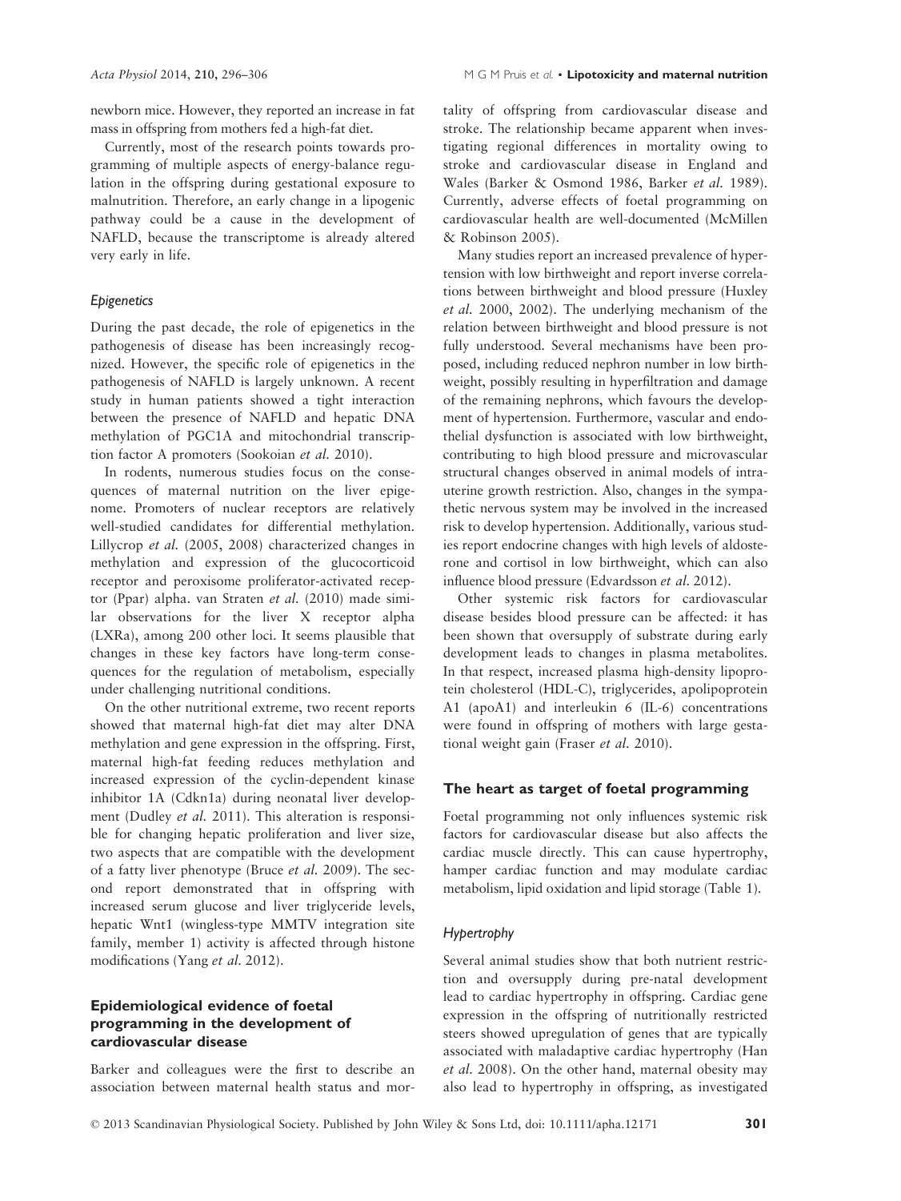newborn mice. However, they reported an increase in fat mass in offspring from mothers fed a high-fat diet.

Currently, most of the research points towards programming of multiple aspects of energy-balance regulation in the offspring during gestational exposure to malnutrition. Therefore, an early change in a lipogenic pathway could be a cause in the development of NAFLD, because the transcriptome is already altered very early in life.

### *Epigenetics*

During the past decade, the role of epigenetics in the pathogenesis of disease has been increasingly recognized. However, the specific role of epigenetics in the pathogenesis of NAFLD is largely unknown. A recent study in human patients showed a tight interaction between the presence of NAFLD and hepatic DNA methylation of PGC1A and mitochondrial transcription factor A promoters (Sookoian *et al.* 2010).

In rodents, numerous studies focus on the consequences of maternal nutrition on the liver epigenome. Promoters of nuclear receptors are relatively well-studied candidates for differential methylation. Lillycrop *et al.* (2005, 2008) characterized changes in methylation and expression of the glucocorticoid receptor and peroxisome proliferator-activated receptor (Ppar) alpha. van Straten *et al.* (2010) made similar observations for the liver X receptor alpha (LXRa), among 200 other loci. It seems plausible that changes in these key factors have long-term consequences for the regulation of metabolism, especially under challenging nutritional conditions.

On the other nutritional extreme, two recent reports showed that maternal high-fat diet may alter DNA methylation and gene expression in the offspring. First, maternal high-fat feeding reduces methylation and increased expression of the cyclin-dependent kinase inhibitor 1A (Cdkn1a) during neonatal liver development (Dudley *et al.* 2011). This alteration is responsible for changing hepatic proliferation and liver size, two aspects that are compatible with the development of a fatty liver phenotype (Bruce *et al.* 2009). The second report demonstrated that in offspring with increased serum glucose and liver triglyceride levels, hepatic Wnt1 (wingless-type MMTV integration site family, member 1) activity is affected through histone modifications (Yang *et al.* 2012).

## Epidemiological evidence of foetal programming in the development of cardiovascular disease

Barker and colleagues were the first to describe an association between maternal health status and mortality of offspring from cardiovascular disease and stroke. The relationship became apparent when investigating regional differences in mortality owing to stroke and cardiovascular disease in England and Wales (Barker & Osmond 1986, Barker *et al.* 1989). Currently, adverse effects of foetal programming on cardiovascular health are well-documented (McMillen & Robinson 2005).

Many studies report an increased prevalence of hypertension with low birthweight and report inverse correlations between birthweight and blood pressure (Huxley *et al.* 2000, 2002). The underlying mechanism of the relation between birthweight and blood pressure is not fully understood. Several mechanisms have been proposed, including reduced nephron number in low birthweight, possibly resulting in hyperfiltration and damage of the remaining nephrons, which favours the development of hypertension. Furthermore, vascular and endothelial dysfunction is associated with low birthweight, contributing to high blood pressure and microvascular structural changes observed in animal models of intrauterine growth restriction. Also, changes in the sympathetic nervous system may be involved in the increased risk to develop hypertension. Additionally, various studies report endocrine changes with high levels of aldosterone and cortisol in low birthweight, which can also influence blood pressure (Edvardsson *et al.* 2012).

Other systemic risk factors for cardiovascular disease besides blood pressure can be affected: it has been shown that oversupply of substrate during early development leads to changes in plasma metabolites. In that respect, increased plasma high-density lipoprotein cholesterol (HDL-C), triglycerides, apolipoprotein A1 (apoA1) and interleukin 6 (IL-6) concentrations were found in offspring of mothers with large gestational weight gain (Fraser *et al.* 2010).

## The heart as target of foetal programming

Foetal programming not only influences systemic risk factors for cardiovascular disease but also affects the cardiac muscle directly. This can cause hypertrophy, hamper cardiac function and may modulate cardiac metabolism, lipid oxidation and lipid storage (Table 1).

### *Hypertrophy*

Several animal studies show that both nutrient restriction and oversupply during pre-natal development lead to cardiac hypertrophy in offspring. Cardiac gene expression in the offspring of nutritionally restricted steers showed upregulation of genes that are typically associated with maladaptive cardiac hypertrophy (Han *et al.* 2008). On the other hand, maternal obesity may also lead to hypertrophy in offspring, as investigated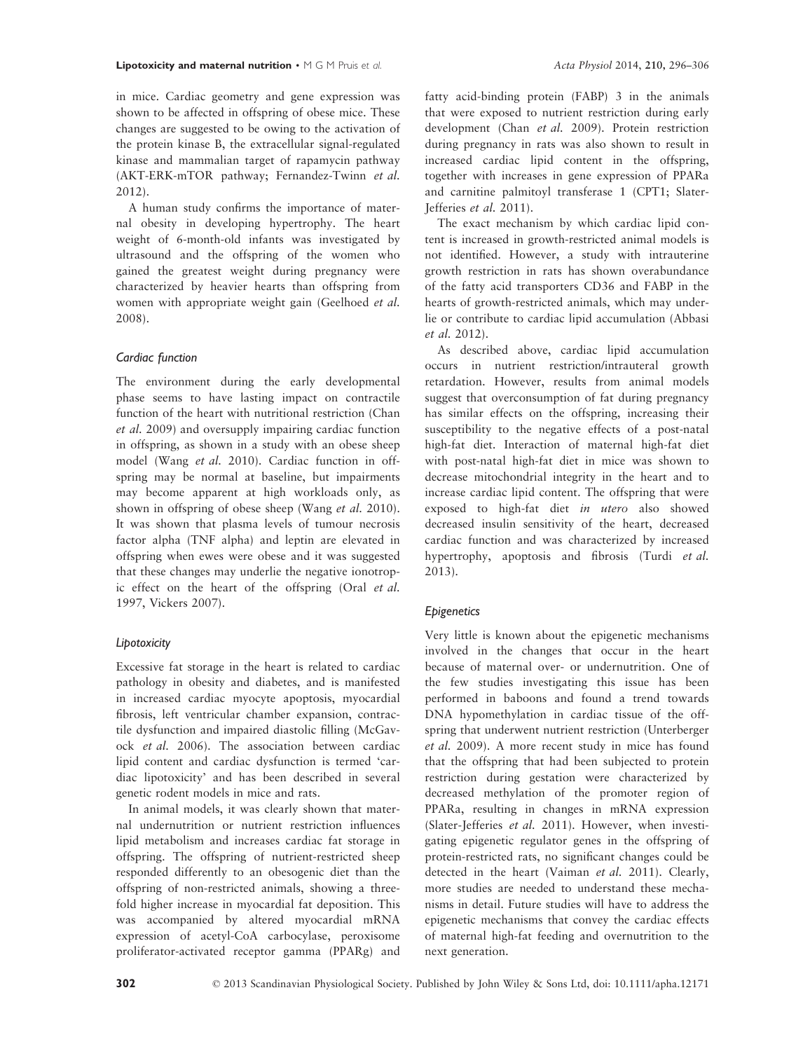in mice. Cardiac geometry and gene expression was shown to be affected in offspring of obese mice. These changes are suggested to be owing to the activation of the protein kinase B, the extracellular signal-regulated kinase and mammalian target of rapamycin pathway (AKT-ERK-mTOR pathway; Fernandez-Twinn *et al.* 2012).

A human study confirms the importance of maternal obesity in developing hypertrophy. The heart weight of 6-month-old infants was investigated by ultrasound and the offspring of the women who gained the greatest weight during pregnancy were characterized by heavier hearts than offspring from women with appropriate weight gain (Geelhoed *et al.* 2008).

### *Cardiac function*

The environment during the early developmental phase seems to have lasting impact on contractile function of the heart with nutritional restriction (Chan *et al.* 2009) and oversupply impairing cardiac function in offspring, as shown in a study with an obese sheep model (Wang *et al.* 2010). Cardiac function in offspring may be normal at baseline, but impairments may become apparent at high workloads only, as shown in offspring of obese sheep (Wang *et al.* 2010). It was shown that plasma levels of tumour necrosis factor alpha (TNF alpha) and leptin are elevated in offspring when ewes were obese and it was suggested that these changes may underlie the negative ionotropic effect on the heart of the offspring (Oral *et al.* 1997, Vickers 2007).

### *Lipotoxicity*

Excessive fat storage in the heart is related to cardiac pathology in obesity and diabetes, and is manifested in increased cardiac myocyte apoptosis, myocardial fibrosis, left ventricular chamber expansion, contractile dysfunction and impaired diastolic filling (McGavock *et al.* 2006). The association between cardiac lipid content and cardiac dysfunction is termed 'cardiac lipotoxicity' and has been described in several genetic rodent models in mice and rats.

In animal models, it was clearly shown that maternal undernutrition or nutrient restriction influences lipid metabolism and increases cardiac fat storage in offspring. The offspring of nutrient-restricted sheep responded differently to an obesogenic diet than the offspring of non-restricted animals, showing a threefold higher increase in myocardial fat deposition. This was accompanied by altered myocardial mRNA expression of acetyl-CoA carbocylase, peroxisome proliferator-activated receptor gamma (PPARg) and fatty acid-binding protein (FABP) 3 in the animals that were exposed to nutrient restriction during early development (Chan *et al.* 2009). Protein restriction during pregnancy in rats was also shown to result in increased cardiac lipid content in the offspring, together with increases in gene expression of PPARa and carnitine palmitoyl transferase 1 (CPT1; Slater-Jefferies *et al.* 2011).

The exact mechanism by which cardiac lipid content is increased in growth-restricted animal models is not identified. However, a study with intrauterine growth restriction in rats has shown overabundance of the fatty acid transporters CD36 and FABP in the hearts of growth-restricted animals, which may underlie or contribute to cardiac lipid accumulation (Abbasi *et al.* 2012).

As described above, cardiac lipid accumulation occurs in nutrient restriction/intrauteral growth retardation. However, results from animal models suggest that overconsumption of fat during pregnancy has similar effects on the offspring, increasing their susceptibility to the negative effects of a post-natal high-fat diet. Interaction of maternal high-fat diet with post-natal high-fat diet in mice was shown to decrease mitochondrial integrity in the heart and to increase cardiac lipid content. The offspring that were exposed to high-fat diet *in utero* also showed decreased insulin sensitivity of the heart, decreased cardiac function and was characterized by increased hypertrophy, apoptosis and fibrosis (Turdi *et al.* 2013).

### *Epigenetics*

Very little is known about the epigenetic mechanisms involved in the changes that occur in the heart because of maternal over- or undernutrition. One of the few studies investigating this issue has been performed in baboons and found a trend towards DNA hypomethylation in cardiac tissue of the offspring that underwent nutrient restriction (Unterberger *et al.* 2009). A more recent study in mice has found that the offspring that had been subjected to protein restriction during gestation were characterized by decreased methylation of the promoter region of PPARa, resulting in changes in mRNA expression (Slater-Jefferies *et al.* 2011). However, when investigating epigenetic regulator genes in the offspring of protein-restricted rats, no significant changes could be detected in the heart (Vaiman *et al.* 2011). Clearly, more studies are needed to understand these mechanisms in detail. Future studies will have to address the epigenetic mechanisms that convey the cardiac effects of maternal high-fat feeding and overnutrition to the next generation.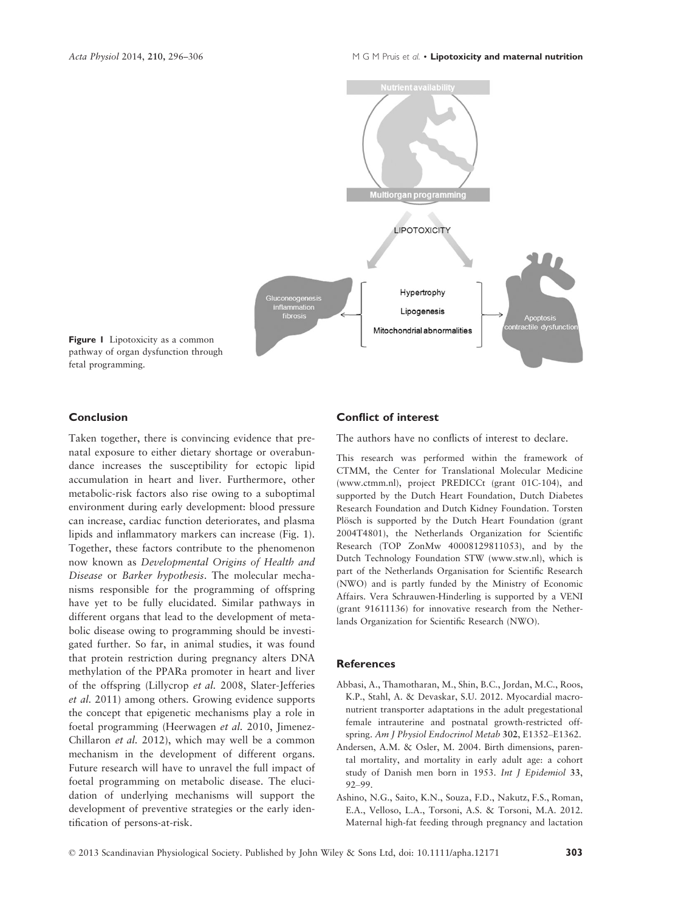Figure 1 Lipotoxicity as a common pathway of organ dysfunction through fetal programming.

## Conclusion

Taken together, there is convincing evidence that prenatal exposure to either dietary shortage or overabundance increases the susceptibility for ectopic lipid accumulation in heart and liver. Furthermore, other metabolic-risk factors also rise owing to a suboptimal environment during early development: blood pressure can increase, cardiac function deteriorates, and plasma lipids and inflammatory markers can increase (Fig. 1). Together, these factors contribute to the phenomenon now known as *Developmental Origins of Health and Disease* or *Barker hypothesis*. The molecular mechanisms responsible for the programming of offspring have yet to be fully elucidated. Similar pathways in different organs that lead to the development of metabolic disease owing to programming should be investigated further. So far, in animal studies, it was found that protein restriction during pregnancy alters DNA methylation of the PPARa promoter in heart and liver of the offspring (Lillycrop *et al.* 2008, Slater-Jefferies *et al.* 2011) among others. Growing evidence supports the concept that epigenetic mechanisms play a role in foetal programming (Heerwagen *et al.* 2010, Jimenez-Chillaron *et al.* 2012), which may well be a common mechanism in the development of different organs. Future research will have to unravel the full impact of foetal programming on metabolic disease. The elucidation of underlying mechanisms will support the development of preventive strategies or the early identification of persons-at-risk.

## Conflict of interest

The authors have no conflicts of interest to declare.

This research was performed within the framework of CTMM, the Center for Translational Molecular Medicine (www.ctmm.nl), project PREDICCt (grant 01C-104), and supported by the Dutch Heart Foundation, Dutch Diabetes Research Foundation and Dutch Kidney Foundation. Torsten Plösch is supported by the Dutch Heart Foundation (grant 2004T4801), the Netherlands Organization for Scientific Research (TOP ZonMw 40008129811053), and by the Dutch Technology Foundation STW (www.stw.nl), which is part of the Netherlands Organisation for Scientific Research (NWO) and is partly funded by the Ministry of Economic Affairs. Vera Schrauwen-Hinderling is supported by a VENI (grant 91611136) for innovative research from the Netherlands Organization for Scientific Research (NWO).

## References

Abbasi, A., Thamotharan, M., Shin, B.C., Jordan, M.C., Roos, K.P., Stahl, A. & Devaskar, S.U. 2012. Myocardial macronutrient transporter adaptations in the adult pregestational female intrauterine and postnatal growth-restricted offspring. *Am J Physiol Endocrinol Metab* 302, E1352–E1362.

Andersen, A.M. & Osler, M. 2004. Birth dimensions, parental mortality, and mortality in early adult age: a cohort study of Danish men born in 1953. *Int J Epidemiol* 33, 92–99.

Ashino, N.G., Saito, K.N., Souza, F.D., Nakutz, F.S., Roman, E.A., Velloso, L.A., Torsoni, A.S. & Torsoni, M.A. 2012. Maternal high-fat feeding through pregnancy and lactation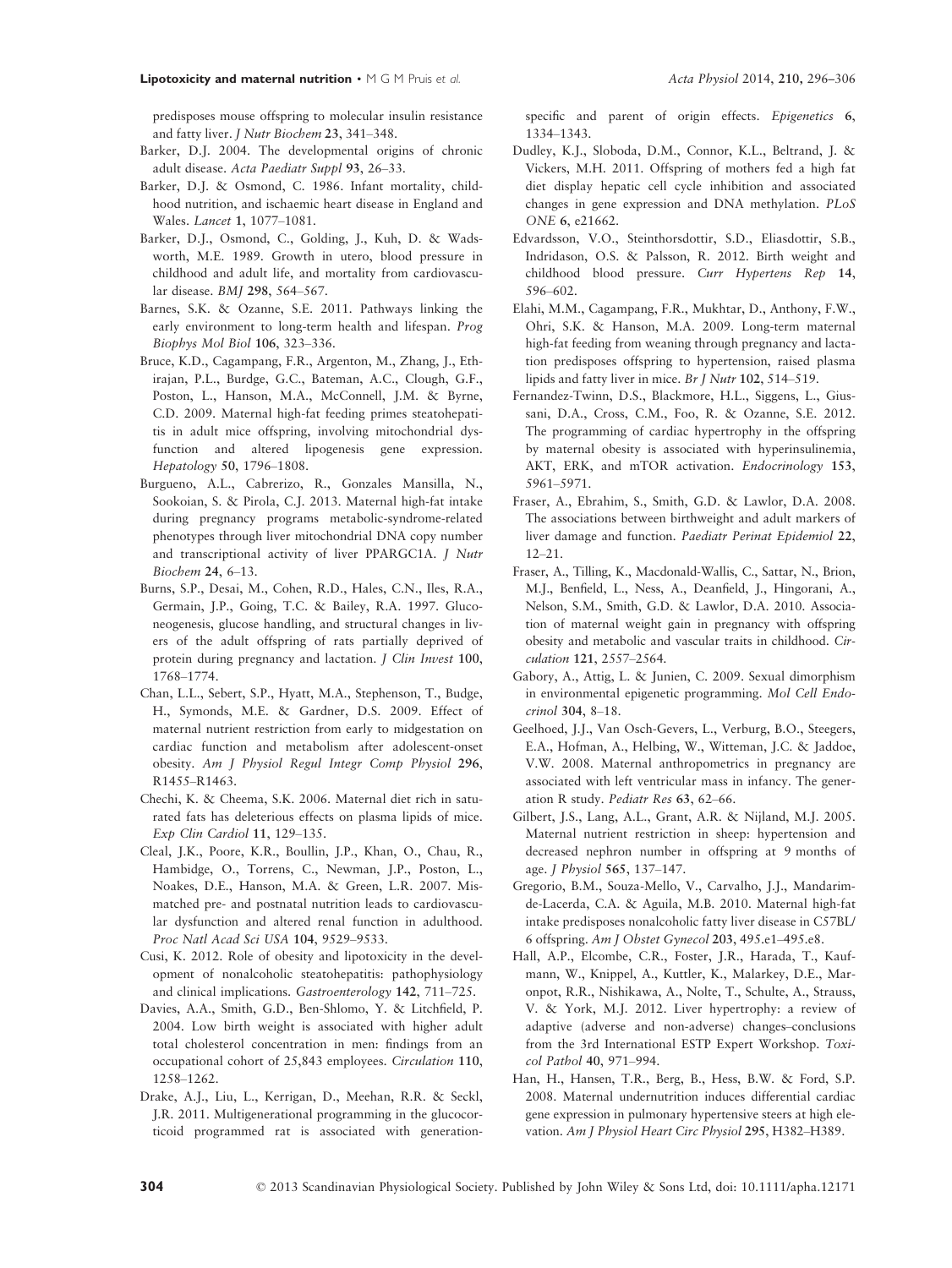predisposes mouse offspring to molecular insulin resistance and fatty liver. *J Nutr Biochem* 23, 341–348.

Barker, D.J. 2004. The developmental origins of chronic adult disease. *Acta Paediatr Suppl* 93, 26–33.

Barker, D.J. & Osmond, C. 1986. Infant mortality, childhood nutrition, and ischaemic heart disease in England and Wales. *Lancet* 1, 1077–1081.

Barker, D.J., Osmond, C., Golding, J., Kuh, D. & Wadsworth, M.E. 1989. Growth in utero, blood pressure in childhood and adult life, and mortality from cardiovascular disease. *BMJ* 298, 564–567.

Barnes, S.K. & Ozanne, S.E. 2011. Pathways linking the early environment to long-term health and lifespan. *Prog Biophys Mol Biol* 106, 323–336.

Bruce, K.D., Cagampang, F.R., Argenton, M., Zhang, J., Ethirajan, P.L., Burdge, G.C., Bateman, A.C., Clough, G.F., Poston, L., Hanson, M.A., McConnell, J.M. & Byrne, C.D. 2009. Maternal high-fat feeding primes steatohepatitis in adult mice offspring, involving mitochondrial dysfunction and altered lipogenesis gene expression. *Hepatology* 50, 1796–1808.

Burgueno, A.L., Cabrerizo, R., Gonzales Mansilla, N., Sookoian, S. & Pirola, C.J. 2013. Maternal high-fat intake during pregnancy programs metabolic-syndrome-related phenotypes through liver mitochondrial DNA copy number and transcriptional activity of liver PPARGC1A. *J Nutr Biochem* 24, 6–13.

Burns, S.P., Desai, M., Cohen, R.D., Hales, C.N., Iles, R.A., Germain, J.P., Going, T.C. & Bailey, R.A. 1997. Gluconeogenesis, glucose handling, and structural changes in livers of the adult offspring of rats partially deprived of protein during pregnancy and lactation. *J Clin Invest* 100, 1768–1774.

Chan, L.L., Sebert, S.P., Hyatt, M.A., Stephenson, T., Budge, H., Symonds, M.E. & Gardner, D.S. 2009. Effect of maternal nutrient restriction from early to midgestation on cardiac function and metabolism after adolescent-onset obesity. *Am J Physiol Regul Integr Comp Physiol* 296, R1455–R1463.

Chechi, K. & Cheema, S.K. 2006. Maternal diet rich in saturated fats has deleterious effects on plasma lipids of mice. *Exp Clin Cardiol* 11, 129–135.

Cleal, J.K., Poore, K.R., Boullin, J.P., Khan, O., Chau, R., Hambidge, O., Torrens, C., Newman, J.P., Poston, L., Noakes, D.E., Hanson, M.A. & Green, L.R. 2007. Mismatched pre- and postnatal nutrition leads to cardiovascular dysfunction and altered renal function in adulthood. *Proc Natl Acad Sci USA* 104, 9529–9533.

Cusi, K. 2012. Role of obesity and lipotoxicity in the development of nonalcoholic steatohepatitis: pathophysiology and clinical implications. *Gastroenterology* 142, 711–725.

Davies, A.A., Smith, G.D., Ben-Shlomo, Y. & Litchfield, P. 2004. Low birth weight is associated with higher adult total cholesterol concentration in men: findings from an occupational cohort of 25,843 employees. *Circulation* 110, 1258–1262.

Drake, A.J., Liu, L., Kerrigan, D., Meehan, R.R. & Seckl, J.R. 2011. Multigenerational programming in the glucocorticoid programmed rat is associated with generation-specific and parent of origin effects. *Epigenetics* 6, 1334–1343.

Dudley, K.J., Sloboda, D.M., Connor, K.L., Beltrand, J. & Vickers, M.H. 2011. Offspring of mothers fed a high fat diet display hepatic cell cycle inhibition and associated changes in gene expression and DNA methylation. *PLoS ONE* 6, e21662.

Edvardsson, V.O., Steinthorsdottir, S.D., Eliasdottir, S.B., Indridason, O.S. & Palsson, R. 2012. Birth weight and childhood blood pressure. *Curr Hypertens Rep* 14, 596–602.

Elahi, M.M., Cagampang, F.R., Mukhtar, D., Anthony, F.W., Ohri, S.K. & Hanson, M.A. 2009. Long-term maternal high-fat feeding from weaning through pregnancy and lactation predisposes offspring to hypertension, raised plasma lipids and fatty liver in mice. *Br J Nutr* 102, 514–519.

Fernandez-Twinn, D.S., Blackmore, H.L., Siggens, L., Giussani, D.A., Cross, C.M., Foo, R. & Ozanne, S.E. 2012. The programming of cardiac hypertrophy in the offspring by maternal obesity is associated with hyperinsulinemia, AKT, ERK, and mTOR activation. *Endocrinology* 153, 5961–5971.

Fraser, A., Ebrahim, S., Smith, G.D. & Lawlor, D.A. 2008. The associations between birthweight and adult markers of liver damage and function. *Paediatr Perinat Epidemiol* 22, 12–21.

Fraser, A., Tilling, K., Macdonald-Wallis, C., Sattar, N., Brion, M.J., Benfield, L., Ness, A., Deanfield, J., Hingorani, A., Nelson, S.M., Smith, G.D. & Lawlor, D.A. 2010. Association of maternal weight gain in pregnancy with offspring obesity and metabolic and vascular traits in childhood. *Circulation* 121, 2557–2564.

Gabory, A., Attig, L. & Junien, C. 2009. Sexual dimorphism in environmental epigenetic programming. *Mol Cell Endocrinol* 304, 8–18.

Geelhoed, J.J., Van Osch-Gevers, L., Verburg, B.O., Steegers, E.A., Hofman, A., Helbing, W., Witteman, J.C. & Jaddoe, V.W. 2008. Maternal anthropometrics in pregnancy are associated with left ventricular mass in infancy. The generation R study. *Pediatr Res* 63, 62–66.

Gilbert, J.S., Lang, A.L., Grant, A.R. & Nijland, M.J. 2005. Maternal nutrient restriction in sheep: hypertension and decreased nephron number in offspring at 9 months of age. *J Physiol* 565, 137–147.

Gregorio, B.M., Souza-Mello, V., Carvalho, J.J., Mandarim-de-Lacerda, C.A. & Aguila, M.B. 2010. Maternal high-fat intake predisposes nonalcoholic fatty liver disease in C57BL/6 offspring. *Am J Obstet Gynecol* 203, 495.e1–495.e8.

Hall, A.P., Elcombe, C.R., Foster, J.R., Harada, T., Kaufmann, W., Knippel, A., Kuttler, K., Malarkey, D.E., Maronpot, R.R., Nishikawa, A., Nolte, T., Schulte, A., Strauss, V. & York, M.J. 2012. Liver hypertrophy: a review of adaptive (adverse and non-adverse) changes–conclusions from the 3rd International ESTP Expert Workshop. *Toxicol Pathol* 40, 971–994.

Han, H., Hansen, T.R., Berg, B., Hess, B.W. & Ford, S.P. 2008. Maternal undernutrition induces differential cardiac gene expression in pulmonary hypertensive steers at high elevation. *Am J Physiol Heart Circ Physiol* 295, H382–H389.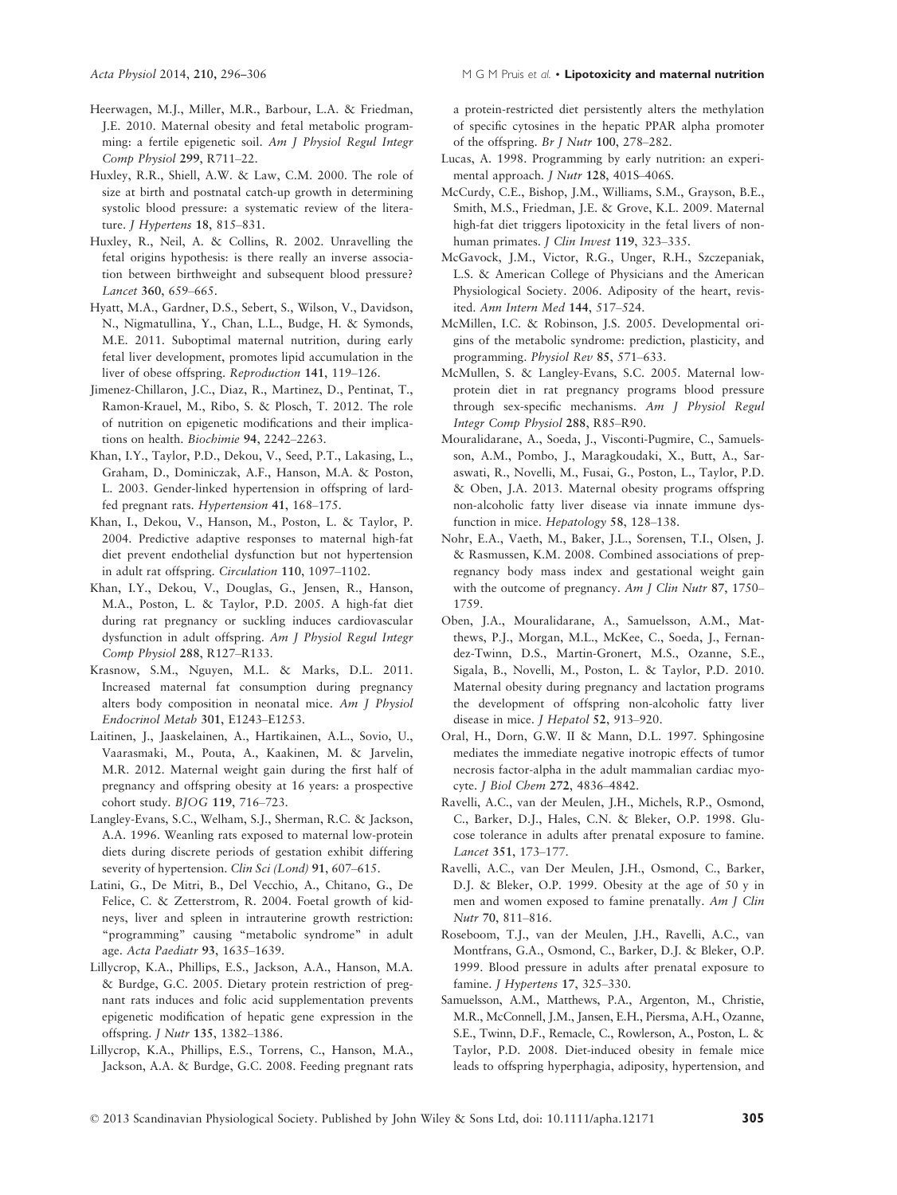Heerwagen, M.J., Miller, M.R., Barbour, L.A. & Friedman, J.E. 2010. Maternal obesity and fetal metabolic programming: a fertile epigenetic soil. *Am J Physiol Regul Integr Comp Physiol* **299**, R711–22.

Huxley, R.R., Shiell, A.W. & Law, C.M. 2000. The role of size at birth and postnatal catch-up growth in determining systolic blood pressure: a systematic review of the literature. *J Hypertens* **18**, 815–831.

Huxley, R., Neil, A. & Collins, R. 2002. Unravelling the fetal origins hypothesis: is there really an inverse association between birthweight and subsequent blood pressure? *Lancet* **360**, 659–665.

Hyatt, M.A., Gardner, D.S., Sebert, S., Wilson, V., Davidson, N., Nigmatullina, Y., Chan, L.L., Budge, H. & Symonds, M.E. 2011. Suboptimal maternal nutrition, during early fetal liver development, promotes lipid accumulation in the liver of obese offspring. *Reproduction* **141**, 119–126.

Jimenez-Chillaron, J.C., Diaz, R., Martinez, D., Pentinat, T., Ramon-Krauel, M., Ribo, S. & Plosch, T. 2012. The role of nutrition on epigenetic modifications and their implications on health. *Biochimie* **94**, 2242–2263.

Khan, I.Y., Taylor, P.D., Dekou, V., Seed, P.T., Lakasing, L., Graham, D., Dominiczak, A.F., Hanson, M.A. & Poston, L. 2003. Gender-linked hypertension in offspring of lard-fed pregnant rats. *Hypertension* **41**, 168–175.

Khan, I., Dekou, V., Hanson, M., Poston, L. & Taylor, P. 2004. Predictive adaptive responses to maternal high-fat diet prevent endothelial dysfunction but not hypertension in adult rat offspring. *Circulation* **110**, 1097–1102.

Khan, I.Y., Dekou, V., Douglas, G., Jensen, R., Hanson, M.A., Poston, L. & Taylor, P.D. 2005. A high-fat diet during rat pregnancy or suckling induces cardiovascular dysfunction in adult offspring. *Am J Physiol Regul Integr Comp Physiol* **288**, R127–R133.

Krasnow, S.M., Nguyen, M.L. & Marks, D.L. 2011. Increased maternal fat consumption during pregnancy alters body composition in neonatal mice. *Am J Physiol Endocrinol Metab* **301**, E1243–E1253.

Laitinen, J., Jaaskelainen, A., Hartikainen, A.L., Sovio, U., Vaarasmaki, M., Pouta, A., Kaakinen, M. & Jarvelin, M.R. 2012. Maternal weight gain during the first half of pregnancy and offspring obesity at 16 years: a prospective cohort study. *BJOG* **119**, 716–723.

Langley-Evans, S.C., Welham, S.J., Sherman, R.C. & Jackson, A.A. 1996. Weanling rats exposed to maternal low-protein diets during discrete periods of gestation exhibit differing severity of hypertension. *Clin Sci (Lond)* **91**, 607–615.

Latini, G., De Mitri, B., Del Vecchio, A., Chitano, G., De Felice, C. & Zetterstrom, R. 2004. Foetal growth of kidneys, liver and spleen in intrauterine growth restriction: "programming" causing "metabolic syndrome" in adult age. *Acta Paediatr* **93**, 1635–1639.

Lillycrop, K.A., Phillips, E.S., Jackson, A.A., Hanson, M.A. & Burdge, G.C. 2005. Dietary protein restriction of pregnant rats induces and folic acid supplementation prevents epigenetic modification of hepatic gene expression in the offspring. *J Nutr* **135**, 1382–1386.

Lillycrop, K.A., Phillips, E.S., Torrens, C., Hanson, M.A., Jackson, A.A. & Burdge, G.C. 2008. Feeding pregnant rats a protein-restricted diet persistently alters the methylation of specific cytosines in the hepatic PPAR alpha promoter of the offspring. *Br J Nutr* **100**, 278–282.

Lucas, A. 1998. Programming by early nutrition: an experimental approach. *J Nutr* **128**, 401S–406S.

McCurdy, C.E., Bishop, J.M., Williams, S.M., Grayson, B.E., Smith, M.S., Friedman, J.E. & Grove, K.L. 2009. Maternal high-fat diet triggers lipotoxicity in the fetal livers of non-human primates. *J Clin Invest* **119**, 323–335.

McGavock, J.M., Victor, R.G., Unger, R.H., Szczepaniak, L.S. & American College of Physicians and the American Physiological Society. 2006. Adiposity of the heart, revisited. *Ann Intern Med* **144**, 517–524.

McMillen, I.C. & Robinson, J.S. 2005. Developmental origins of the metabolic syndrome: prediction, plasticity, and programming. *Physiol Rev* **85**, 571–633.

McMullen, S. & Langley-Evans, S.C. 2005. Maternal low-protein diet in rat pregnancy programs blood pressure through sex-specific mechanisms. *Am J Physiol Regul Integr Comp Physiol* **288**, R85–R90.

Mouralidarane, A., Soeda, J., Visconti-Pugmire, C., Samuelsson, A.M., Pombo, J., Maragkoudaki, X., Butt, A., Saraswati, R., Novelli, M., Fusai, G., Poston, L., Taylor, P.D. & Oben, J.A. 2013. Maternal obesity programs offspring non-alcoholic fatty liver disease via innate immune dysfunction in mice. *Hepatology* **58**, 128–138.

Nohr, E.A., Vaeth, M., Baker, J.L., Sorensen, T.I., Olsen, J. & Rasmussen, K.M. 2008. Combined associations of prepregnancy body mass index and gestational weight gain with the outcome of pregnancy. *Am J Clin Nutr* **87**, 1750–1759.

Oben, J.A., Mouralidarane, A., Samuelsson, A.M., Matthews, P.J., Morgan, M.L., McKee, C., Soeda, J., Fernandez-Twinn, D.S., Martin-Gronert, M.S., Ozanne, S.E., Sigala, B., Novelli, M., Poston, L. & Taylor, P.D. 2010. Maternal obesity during pregnancy and lactation programs the development of offspring non-alcoholic fatty liver disease in mice. *J Hepatol* **52**, 913–920.

Oral, H., Dorn, G.W. II & Mann, D.L. 1997. Sphingosine mediates the immediate negative inotropic effects of tumor necrosis factor-alpha in the adult mammalian cardiac myocyte. *J Biol Chem* **272**, 4836–4842.

Ravelli, A.C., van der Meulen, J.H., Michels, R.P., Osmond, C., Barker, D.J., Hales, C.N. & Bleker, O.P. 1998. Glucose tolerance in adults after prenatal exposure to famine. *Lancet* **351**, 173–177.

Ravelli, A.C., van Der Meulen, J.H., Osmond, C., Barker, D.J. & Bleker, O.P. 1999. Obesity at the age of 50 y in men and women exposed to famine prenatally. *Am J Clin Nutr* **70**, 811–816.

Roseboom, T.J., van der Meulen, J.H., Ravelli, A.C., van Montfrans, G.A., Osmond, C., Barker, D.J. & Bleker, O.P. 1999. Blood pressure in adults after prenatal exposure to famine. *J Hypertens* **17**, 325–330.

Samuelsson, A.M., Matthews, P.A., Argenton, M., Christie, M.R., McConnell, J.M., Jansen, E.H., Piersma, A.H., Ozanne, S.E., Twinn, D.F., Remacle, C., Rowlerson, A., Poston, L. & Taylor, P.D. 2008. Diet-induced obesity in female mice leads to offspring hyperphagia, adiposity, hypertension, and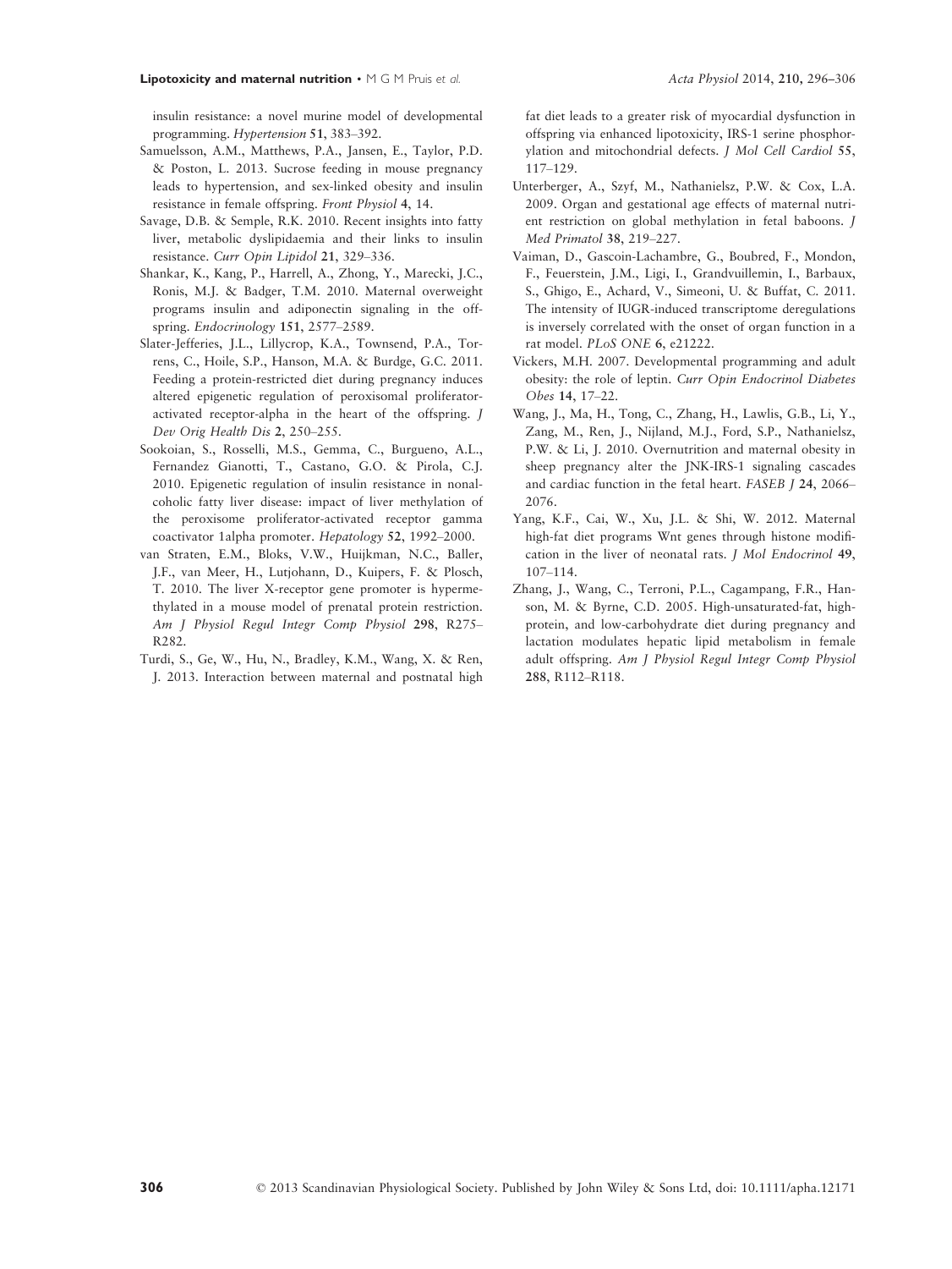insulin resistance: a novel murine model of developmental programming. *Hypertension* **51**, 383–392.

Samuelsson, A.M., Matthews, P.A., Jansen, E., Taylor, P.D. & Poston, L. 2013. Sucrose feeding in mouse pregnancy leads to hypertension, and sex-linked obesity and insulin resistance in female offspring. *Front Physiol* **4**, 14.

Savage, D.B. & Semple, R.K. 2010. Recent insights into fatty liver, metabolic dyslipidaemia and their links to insulin resistance. *Curr Opin Lipidol* **21**, 329–336.

Shankar, K., Kang, P., Harrell, A., Zhong, Y., Marecki, J.C., Ronis, M.J. & Badger, T.M. 2010. Maternal overweight programs insulin and adiponectin signaling in the offspring. *Endocrinology* **151**, 2577–2589.

Slater-Jefferies, J.L., Lillycrop, K.A., Townsend, P.A., Torrens, C., Hoile, S.P., Hanson, M.A. & Burdge, G.C. 2011. Feeding a protein-restricted diet during pregnancy induces altered epigenetic regulation of peroxisomal proliferator-activated receptor-alpha in the heart of the offspring. *J Dev Orig Health Dis* **2**, 250–255.

Sookoian, S., Rosselli, M.S., Gemma, C., Burgueno, A.L., Fernandez Gianotti, T., Castano, G.O. & Pirola, C.J. 2010. Epigenetic regulation of insulin resistance in nonalcoholic fatty liver disease: impact of liver methylation of the peroxisome proliferator-activated receptor gamma coactivator 1alpha promoter. *Hepatology* **52**, 1992–2000.

van Straten, E.M., Bloks, V.W., Huijkman, N.C., Baller, J.F., van Meer, H., Lutjohann, D., Kuipers, F. & Plosch, T. 2010. The liver X-receptor gene promoter is hypermethylated in a mouse model of prenatal protein restriction. *Am J Physiol Regul Integr Comp Physiol* **298**, R275–R282.

Turdi, S., Ge, W., Hu, N., Bradley, K.M., Wang, X. & Ren, J. 2013. Interaction between maternal and postnatal high fat diet leads to a greater risk of myocardial dysfunction in offspring via enhanced lipotoxicity, IRS-1 serine phosphorylation and mitochondrial defects. *J Mol Cell Cardiol* **55**, 117–129.

Unterberger, A., Szyf, M., Nathanielsz, P.W. & Cox, L.A. 2009. Organ and gestational age effects of maternal nutrient restriction on global methylation in fetal baboons. *J Med Primatol* **38**, 219–227.

Vaiman, D., Gascoin-Lachambre, G., Boubred, F., Mondon, F., Feuerstein, J.M., Ligi, I., Grandvuillemin, I., Barbaux, S., Ghigo, E., Achard, V., Simeoni, U. & Buffat, C. 2011. The intensity of IUGR-induced transcriptome deregulations is inversely correlated with the onset of organ function in a rat model. *PLoS ONE* **6**, e21222.

Vickers, M.H. 2007. Developmental programming and adult obesity: the role of leptin. *Curr Opin Endocrinol Diabetes Obes* **14**, 17–22.

Wang, J., Ma, H., Tong, C., Zhang, H., Lawlis, G.B., Li, Y., Zang, M., Ren, J., Nijland, M.J., Ford, S.P., Nathanielsz, P.W. & Li, J. 2010. Overnutrition and maternal obesity in sheep pregnancy alter the JNK-IRS-1 signaling cascades and cardiac function in the fetal heart. *FASEB J* **24**, 2066–2076.

Yang, K.F., Cai, W., Xu, J.L. & Shi, W. 2012. Maternal high-fat diet programs Wnt genes through histone modification in the liver of neonatal rats. *J Mol Endocrinol* **49**, 107–114.

Zhang, J., Wang, C., Terroni, P.L., Cagampang, F.R., Hanson, M. & Byrne, C.D. 2005. High-unsaturated-fat, high-protein, and low-carbohydrate diet during pregnancy and lactation modulates hepatic lipid metabolism in female adult offspring. *Am J Physiol Regul Integr Comp Physiol* **288**, R112–R118.

© 2013 Scandinavian Physiological Society. Published by John Wiley & Sons Ltd, doi: 10.1111/apha.12171